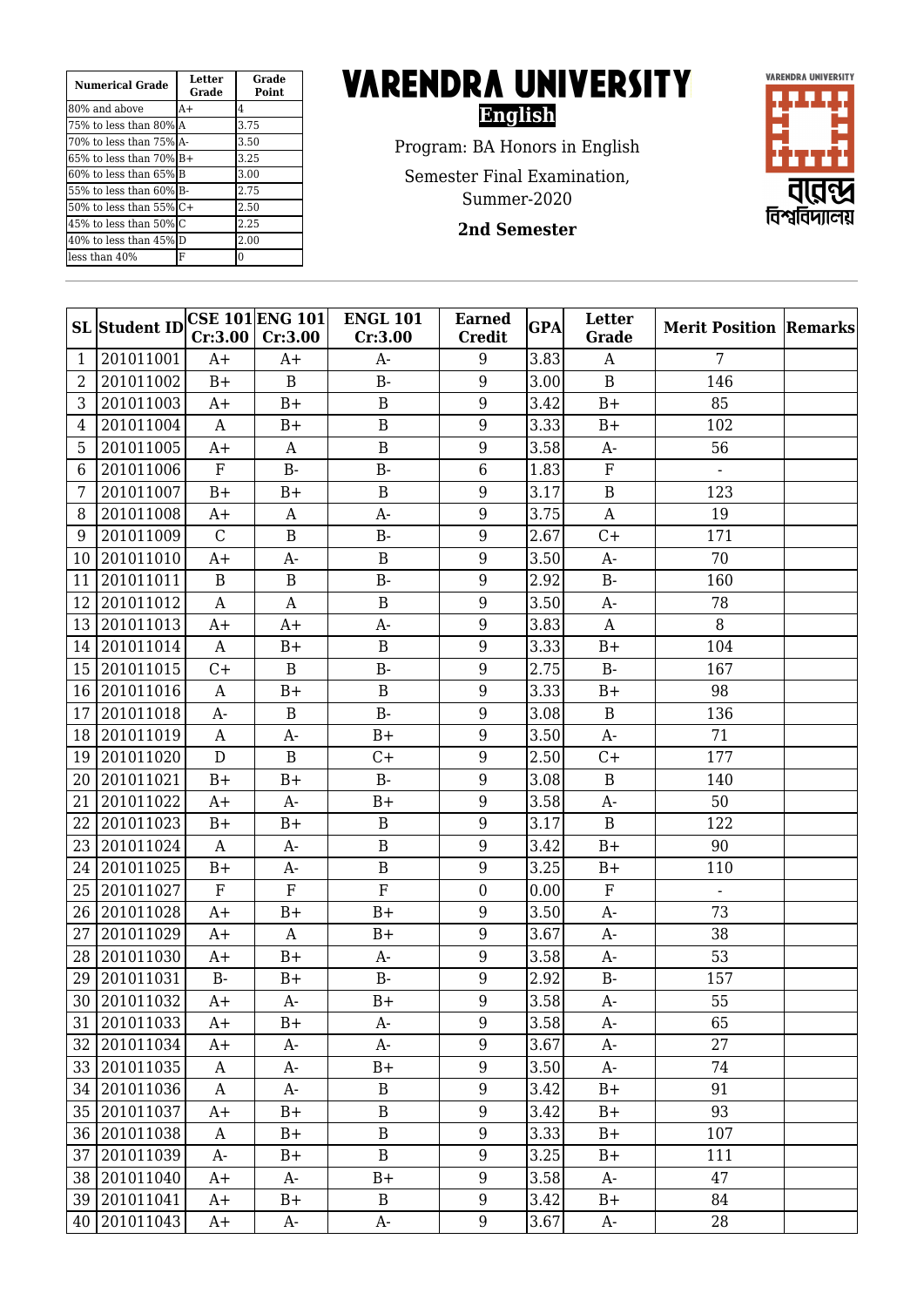| Numerical Grade | Letter Grade | Grade Point |
|---|---|---|
| 80% and above | A+ | 4 |
| 75% to less than 80% | A | 3.75 |
| 70% to less than 75% | A- | 3.50 |
| 65% to less than 70% | B+ | 3.25 |
| 60% to less than 65% | B | 3.00 |
| 55% to less than 60% | B- | 2.75 |
| 50% to less than 55% | C+ | 2.50 |
| 45% to less than 50% | C | 2.25 |
| 40% to less than 45% | D | 2.00 |
| less than 40% | F | 0 |

# VARENDRA UNIVERSITY

**English**

Program: BA Honors in English

Semester Final Examination, Summer-2020

**2nd Semester**

VARENDRA UNIVERSITY

বারেন্দ্র বিশ্ববিদ্যালয়

| SL | Student ID | CSE 101 Cr:3.00 | ENG 101 Cr:3.00 | ENGL 101 Cr:3.00 | Earned Credit | GPA | Letter Grade | Merit Position | Remarks |
|---|---|---|---|---|---|---|---|---|---|
| 1 | 201011001 | A+ | A+ | A- | 9 | 3.83 | A | 7 | |
| 2 | 201011002 | B+ | B | B- | 9 | 3.00 | B | 146 | |
| 3 | 201011003 | A+ | B+ | B | 9 | 3.42 | B+ | 85 | |
| 4 | 201011004 | A | B+ | B | 9 | 3.33 | B+ | 102 | |
| 5 | 201011005 | A+ | A | B | 9 | 3.58 | A- | 56 | |
| 6 | 201011006 | F | B- | B- | 6 | 1.83 | F | - | |
| 7 | 201011007 | B+ | B+ | B | 9 | 3.17 | B | 123 | |
| 8 | 201011008 | A+ | A | A- | 9 | 3.75 | A | 19 | |
| 9 | 201011009 | C | B | B- | 9 | 2.67 | C+ | 171 | |
| 10 | 201011010 | A+ | A- | B | 9 | 3.50 | A- | 70 | |
| 11 | 201011011 | B | B | B- | 9 | 2.92 | B- | 160 | |
| 12 | 201011012 | A | A | B | 9 | 3.50 | A- | 78 | |
| 13 | 201011013 | A+ | A+ | A- | 9 | 3.83 | A | 8 | |
| 14 | 201011014 | A | B+ | B | 9 | 3.33 | B+ | 104 | |
| 15 | 201011015 | C+ | B | B- | 9 | 2.75 | B- | 167 | |
| 16 | 201011016 | A | B+ | B | 9 | 3.33 | B+ | 98 | |
| 17 | 201011018 | A- | B | B- | 9 | 3.08 | B | 136 | |
| 18 | 201011019 | A | A- | B+ | 9 | 3.50 | A- | 71 | |
| 19 | 201011020 | D | B | C+ | 9 | 2.50 | C+ | 177 | |
| 20 | 201011021 | B+ | B+ | B- | 9 | 3.08 | B | 140 | |
| 21 | 201011022 | A+ | A- | B+ | 9 | 3.58 | A- | 50 | |
| 22 | 201011023 | B+ | B+ | B | 9 | 3.17 | B | 122 | |
| 23 | 201011024 | A | A- | B | 9 | 3.42 | B+ | 90 | |
| 24 | 201011025 | B+ | A- | B | 9 | 3.25 | B+ | 110 | |
| 25 | 201011027 | F | F | F | 0 | 0.00 | F | - | |
| 26 | 201011028 | A+ | B+ | B+ | 9 | 3.50 | A- | 73 | |
| 27 | 201011029 | A+ | A | B+ | 9 | 3.67 | A- | 38 | |
| 28 | 201011030 | A+ | B+ | A- | 9 | 3.58 | A- | 53 | |
| 29 | 201011031 | B- | B+ | B- | 9 | 2.92 | B- | 157 | |
| 30 | 201011032 | A+ | A- | B+ | 9 | 3.58 | A- | 55 | |
| 31 | 201011033 | A+ | B+ | A- | 9 | 3.58 | A- | 65 | |
| 32 | 201011034 | A+ | A- | A- | 9 | 3.67 | A- | 27 | |
| 33 | 201011035 | A | A- | B+ | 9 | 3.50 | A- | 74 | |
| 34 | 201011036 | A | A- | B | 9 | 3.42 | B+ | 91 | |
| 35 | 201011037 | A+ | B+ | B | 9 | 3.42 | B+ | 93 | |
| 36 | 201011038 | A | B+ | B | 9 | 3.33 | B+ | 107 | |
| 37 | 201011039 | A- | B+ | B | 9 | 3.25 | B+ | 111 | |
| 38 | 201011040 | A+ | A- | B+ | 9 | 3.58 | A- | 47 | |
| 39 | 201011041 | A+ | B+ | B | 9 | 3.42 | B+ | 84 | |
| 40 | 201011043 | A+ | A- | A- | 9 | 3.67 | A- | 28 | |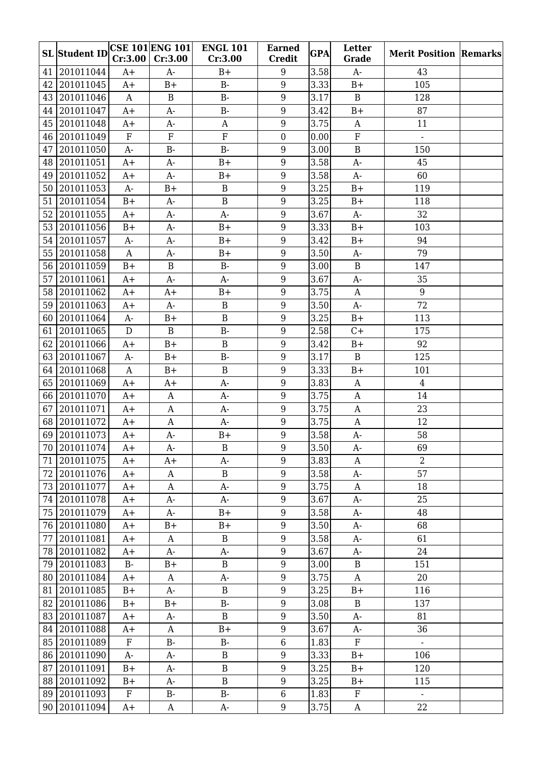| SL | Student ID | CSE 101 Cr:3.00 | ENG 101 Cr:3.00 | ENGL 101 Cr:3.00 | Earned Credit | GPA | Letter Grade | Merit Position | Remarks |
|---|---|---|---|---|---|---|---|---|---|
| 41 | 201011044 | A+ | A- | B+ | 9 | 3.58 | A- | 43 | |
| 42 | 201011045 | A+ | B+ | B- | 9 | 3.33 | B+ | 105 | |
| 43 | 201011046 | A | B | B- | 9 | 3.17 | B | 128 | |
| 44 | 201011047 | A+ | A- | B- | 9 | 3.42 | B+ | 87 | |
| 45 | 201011048 | A+ | A- | A | 9 | 3.75 | A | 11 | |
| 46 | 201011049 | F | F | F | 0 | 0.00 | F | - | |
| 47 | 201011050 | A- | B- | B- | 9 | 3.00 | B | 150 | |
| 48 | 201011051 | A+ | A- | B+ | 9 | 3.58 | A- | 45 | |
| 49 | 201011052 | A+ | A- | B+ | 9 | 3.58 | A- | 60 | |
| 50 | 201011053 | A- | B+ | B | 9 | 3.25 | B+ | 119 | |
| 51 | 201011054 | B+ | A- | B | 9 | 3.25 | B+ | 118 | |
| 52 | 201011055 | A+ | A- | A- | 9 | 3.67 | A- | 32 | |
| 53 | 201011056 | B+ | A- | B+ | 9 | 3.33 | B+ | 103 | |
| 54 | 201011057 | A- | A- | B+ | 9 | 3.42 | B+ | 94 | |
| 55 | 201011058 | A | A- | B+ | 9 | 3.50 | A- | 79 | |
| 56 | 201011059 | B+ | B | B- | 9 | 3.00 | B | 147 | |
| 57 | 201011061 | A+ | A- | A- | 9 | 3.67 | A- | 35 | |
| 58 | 201011062 | A+ | A+ | B+ | 9 | 3.75 | A | 9 | |
| 59 | 201011063 | A+ | A- | B | 9 | 3.50 | A- | 72 | |
| 60 | 201011064 | A- | B+ | B | 9 | 3.25 | B+ | 113 | |
| 61 | 201011065 | D | B | B- | 9 | 2.58 | C+ | 175 | |
| 62 | 201011066 | A+ | B+ | B | 9 | 3.42 | B+ | 92 | |
| 63 | 201011067 | A- | B+ | B- | 9 | 3.17 | B | 125 | |
| 64 | 201011068 | A | B+ | B | 9 | 3.33 | B+ | 101 | |
| 65 | 201011069 | A+ | A+ | A- | 9 | 3.83 | A | 4 | |
| 66 | 201011070 | A+ | A | A- | 9 | 3.75 | A | 14 | |
| 67 | 201011071 | A+ | A | A- | 9 | 3.75 | A | 23 | |
| 68 | 201011072 | A+ | A | A- | 9 | 3.75 | A | 12 | |
| 69 | 201011073 | A+ | A- | B+ | 9 | 3.58 | A- | 58 | |
| 70 | 201011074 | A+ | A- | B | 9 | 3.50 | A- | 69 | |
| 71 | 201011075 | A+ | A+ | A- | 9 | 3.83 | A | 2 | |
| 72 | 201011076 | A+ | A | B | 9 | 3.58 | A- | 57 | |
| 73 | 201011077 | A+ | A | A- | 9 | 3.75 | A | 18 | |
| 74 | 201011078 | A+ | A- | A- | 9 | 3.67 | A- | 25 | |
| 75 | 201011079 | A+ | A- | B+ | 9 | 3.58 | A- | 48 | |
| 76 | 201011080 | A+ | B+ | B+ | 9 | 3.50 | A- | 68 | |
| 77 | 201011081 | A+ | A | B | 9 | 3.58 | A- | 61 | |
| 78 | 201011082 | A+ | A- | A- | 9 | 3.67 | A- | 24 | |
| 79 | 201011083 | B- | B+ | B | 9 | 3.00 | B | 151 | |
| 80 | 201011084 | A+ | A | A- | 9 | 3.75 | A | 20 | |
| 81 | 201011085 | B+ | A- | B | 9 | 3.25 | B+ | 116 | |
| 82 | 201011086 | B+ | B+ | B- | 9 | 3.08 | B | 137 | |
| 83 | 201011087 | A+ | A- | B | 9 | 3.50 | A- | 81 | |
| 84 | 201011088 | A+ | A | B+ | 9 | 3.67 | A- | 36 | |
| 85 | 201011089 | F | B- | B- | 6 | 1.83 | F | - | |
| 86 | 201011090 | A- | A- | B | 9 | 3.33 | B+ | 106 | |
| 87 | 201011091 | B+ | A- | B | 9 | 3.25 | B+ | 120 | |
| 88 | 201011092 | B+ | A- | B | 9 | 3.25 | B+ | 115 | |
| 89 | 201011093 | F | B- | B- | 6 | 1.83 | F | - | |
| 90 | 201011094 | A+ | A | A- | 9 | 3.75 | A | 22 | |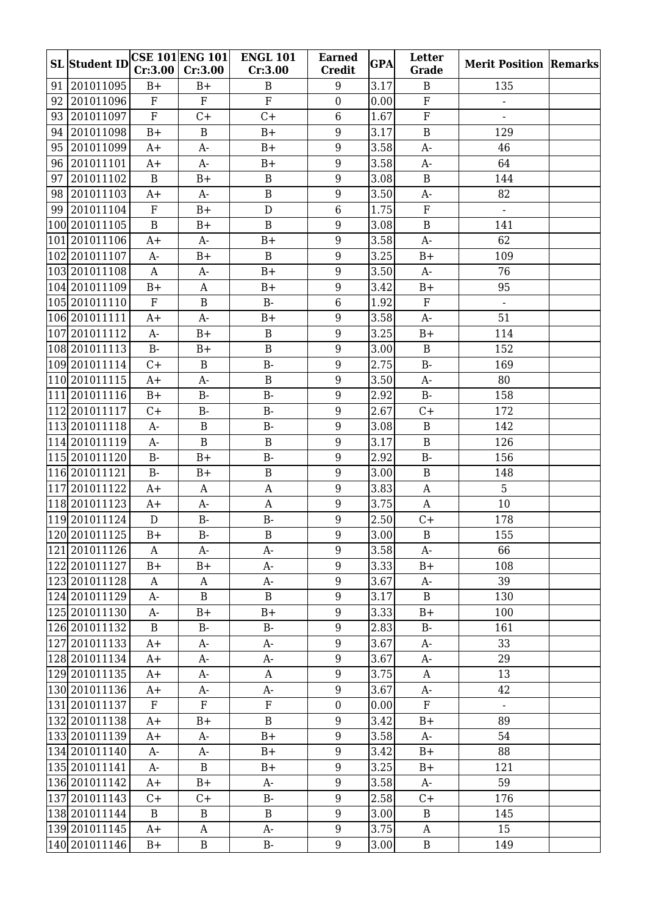| SL | Student ID | CSE 101 Cr:3.00 | ENG 101 Cr:3.00 | ENGL 101 Cr:3.00 | Earned Credit | GPA | Letter Grade | Merit Position | Remarks |
|---|---|---|---|---|---|---|---|---|---|
| 91 | 201011095 | B+ | B+ | B | 9 | 3.17 | B | 135 | |
| 92 | 201011096 | F | F | F | 0 | 0.00 | F | - | |
| 93 | 201011097 | F | C+ | C+ | 6 | 1.67 | F | - | |
| 94 | 201011098 | B+ | B | B+ | 9 | 3.17 | B | 129 | |
| 95 | 201011099 | A+ | A- | B+ | 9 | 3.58 | A- | 46 | |
| 96 | 201011101 | A+ | A- | B+ | 9 | 3.58 | A- | 64 | |
| 97 | 201011102 | B | B+ | B | 9 | 3.08 | B | 144 | |
| 98 | 201011103 | A+ | A- | B | 9 | 3.50 | A- | 82 | |
| 99 | 201011104 | F | B+ | D | 6 | 1.75 | F | - | |
| 100 | 201011105 | B | B+ | B | 9 | 3.08 | B | 141 | |
| 101 | 201011106 | A+ | A- | B+ | 9 | 3.58 | A- | 62 | |
| 102 | 201011107 | A- | B+ | B | 9 | 3.25 | B+ | 109 | |
| 103 | 201011108 | A | A- | B+ | 9 | 3.50 | A- | 76 | |
| 104 | 201011109 | B+ | A | B+ | 9 | 3.42 | B+ | 95 | |
| 105 | 201011110 | F | B | B- | 6 | 1.92 | F | - | |
| 106 | 201011111 | A+ | A- | B+ | 9 | 3.58 | A- | 51 | |
| 107 | 201011112 | A- | B+ | B | 9 | 3.25 | B+ | 114 | |
| 108 | 201011113 | B- | B+ | B | 9 | 3.00 | B | 152 | |
| 109 | 201011114 | C+ | B | B- | 9 | 2.75 | B- | 169 | |
| 110 | 201011115 | A+ | A- | B | 9 | 3.50 | A- | 80 | |
| 111 | 201011116 | B+ | B- | B- | 9 | 2.92 | B- | 158 | |
| 112 | 201011117 | C+ | B- | B- | 9 | 2.67 | C+ | 172 | |
| 113 | 201011118 | A- | B | B- | 9 | 3.08 | B | 142 | |
| 114 | 201011119 | A- | B | B | 9 | 3.17 | B | 126 | |
| 115 | 201011120 | B- | B+ | B- | 9 | 2.92 | B- | 156 | |
| 116 | 201011121 | B- | B+ | B | 9 | 3.00 | B | 148 | |
| 117 | 201011122 | A+ | A | A | 9 | 3.83 | A | 5 | |
| 118 | 201011123 | A+ | A- | A | 9 | 3.75 | A | 10 | |
| 119 | 201011124 | D | B- | B- | 9 | 2.50 | C+ | 178 | |
| 120 | 201011125 | B+ | B- | B | 9 | 3.00 | B | 155 | |
| 121 | 201011126 | A | A- | A- | 9 | 3.58 | A- | 66 | |
| 122 | 201011127 | B+ | B+ | A- | 9 | 3.33 | B+ | 108 | |
| 123 | 201011128 | A | A | A- | 9 | 3.67 | A- | 39 | |
| 124 | 201011129 | A- | B | B | 9 | 3.17 | B | 130 | |
| 125 | 201011130 | A- | B+ | B+ | 9 | 3.33 | B+ | 100 | |
| 126 | 201011132 | B | B- | B- | 9 | 2.83 | B- | 161 | |
| 127 | 201011133 | A+ | A- | A- | 9 | 3.67 | A- | 33 | |
| 128 | 201011134 | A+ | A- | A- | 9 | 3.67 | A- | 29 | |
| 129 | 201011135 | A+ | A- | A | 9 | 3.75 | A | 13 | |
| 130 | 201011136 | A+ | A- | A- | 9 | 3.67 | A- | 42 | |
| 131 | 201011137 | F | F | F | 0 | 0.00 | F | - | |
| 132 | 201011138 | A+ | B+ | B | 9 | 3.42 | B+ | 89 | |
| 133 | 201011139 | A+ | A- | B+ | 9 | 3.58 | A- | 54 | |
| 134 | 201011140 | A- | A- | B+ | 9 | 3.42 | B+ | 88 | |
| 135 | 201011141 | A- | B | B+ | 9 | 3.25 | B+ | 121 | |
| 136 | 201011142 | A+ | B+ | A- | 9 | 3.58 | A- | 59 | |
| 137 | 201011143 | C+ | C+ | B- | 9 | 2.58 | C+ | 176 | |
| 138 | 201011144 | B | B | B | 9 | 3.00 | B | 145 | |
| 139 | 201011145 | A+ | A | A- | 9 | 3.75 | A | 15 | |
| 140 | 201011146 | B+ | B | B- | 9 | 3.00 | B | 149 | |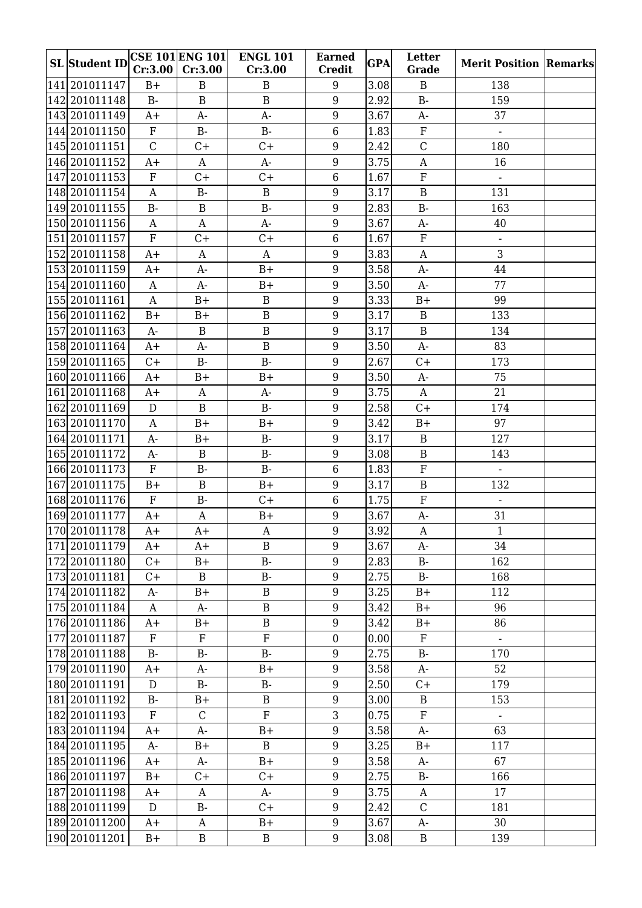| SL | Student ID | CSE 101 Cr:3.00 | ENG 101 Cr:3.00 | ENGL 101 Cr:3.00 | Earned Credit | GPA | Letter Grade | Merit Position | Remarks |
|---|---|---|---|---|---|---|---|---|---|
| 141 | 201011147 | B+ | B | B | 9 | 3.08 | B | 138 | |
| 142 | 201011148 | B- | B | B | 9 | 2.92 | B- | 159 | |
| 143 | 201011149 | A+ | A- | A- | 9 | 3.67 | A- | 37 | |
| 144 | 201011150 | F | B- | B- | 6 | 1.83 | F | - | |
| 145 | 201011151 | C | C+ | C+ | 9 | 2.42 | C | 180 | |
| 146 | 201011152 | A+ | A | A- | 9 | 3.75 | A | 16 | |
| 147 | 201011153 | F | C+ | C+ | 6 | 1.67 | F | - | |
| 148 | 201011154 | A | B- | B | 9 | 3.17 | B | 131 | |
| 149 | 201011155 | B- | B | B- | 9 | 2.83 | B- | 163 | |
| 150 | 201011156 | A | A | A- | 9 | 3.67 | A- | 40 | |
| 151 | 201011157 | F | C+ | C+ | 6 | 1.67 | F | - | |
| 152 | 201011158 | A+ | A | A | 9 | 3.83 | A | 3 | |
| 153 | 201011159 | A+ | A- | B+ | 9 | 3.58 | A- | 44 | |
| 154 | 201011160 | A | A- | B+ | 9 | 3.50 | A- | 77 | |
| 155 | 201011161 | A | B+ | B | 9 | 3.33 | B+ | 99 | |
| 156 | 201011162 | B+ | B+ | B | 9 | 3.17 | B | 133 | |
| 157 | 201011163 | A- | B | B | 9 | 3.17 | B | 134 | |
| 158 | 201011164 | A+ | A- | B | 9 | 3.50 | A- | 83 | |
| 159 | 201011165 | C+ | B- | B- | 9 | 2.67 | C+ | 173 | |
| 160 | 201011166 | A+ | B+ | B+ | 9 | 3.50 | A- | 75 | |
| 161 | 201011168 | A+ | A | A- | 9 | 3.75 | A | 21 | |
| 162 | 201011169 | D | B | B- | 9 | 2.58 | C+ | 174 | |
| 163 | 201011170 | A | B+ | B+ | 9 | 3.42 | B+ | 97 | |
| 164 | 201011171 | A- | B+ | B- | 9 | 3.17 | B | 127 | |
| 165 | 201011172 | A- | B | B- | 9 | 3.08 | B | 143 | |
| 166 | 201011173 | F | B- | B- | 6 | 1.83 | F | - | |
| 167 | 201011175 | B+ | B | B+ | 9 | 3.17 | B | 132 | |
| 168 | 201011176 | F | B- | C+ | 6 | 1.75 | F | - | |
| 169 | 201011177 | A+ | A | B+ | 9 | 3.67 | A- | 31 | |
| 170 | 201011178 | A+ | A+ | A | 9 | 3.92 | A | 1 | |
| 171 | 201011179 | A+ | A+ | B | 9 | 3.67 | A- | 34 | |
| 172 | 201011180 | C+ | B+ | B- | 9 | 2.83 | B- | 162 | |
| 173 | 201011181 | C+ | B | B- | 9 | 2.75 | B- | 168 | |
| 174 | 201011182 | A- | B+ | B | 9 | 3.25 | B+ | 112 | |
| 175 | 201011184 | A | A- | B | 9 | 3.42 | B+ | 96 | |
| 176 | 201011186 | A+ | B+ | B | 9 | 3.42 | B+ | 86 | |
| 177 | 201011187 | F | F | F | 0 | 0.00 | F | - | |
| 178 | 201011188 | B- | B- | B- | 9 | 2.75 | B- | 170 | |
| 179 | 201011190 | A+ | A- | B+ | 9 | 3.58 | A- | 52 | |
| 180 | 201011191 | D | B- | B- | 9 | 2.50 | C+ | 179 | |
| 181 | 201011192 | B- | B+ | B | 9 | 3.00 | B | 153 | |
| 182 | 201011193 | F | C | F | 3 | 0.75 | F | - | |
| 183 | 201011194 | A+ | A- | B+ | 9 | 3.58 | A- | 63 | |
| 184 | 201011195 | A- | B+ | B | 9 | 3.25 | B+ | 117 | |
| 185 | 201011196 | A+ | A- | B+ | 9 | 3.58 | A- | 67 | |
| 186 | 201011197 | B+ | C+ | C+ | 9 | 2.75 | B- | 166 | |
| 187 | 201011198 | A+ | A | A- | 9 | 3.75 | A | 17 | |
| 188 | 201011199 | D | B- | C+ | 9 | 2.42 | C | 181 | |
| 189 | 201011200 | A+ | A | B+ | 9 | 3.67 | A- | 30 | |
| 190 | 201011201 | B+ | B | B | 9 | 3.08 | B | 139 | |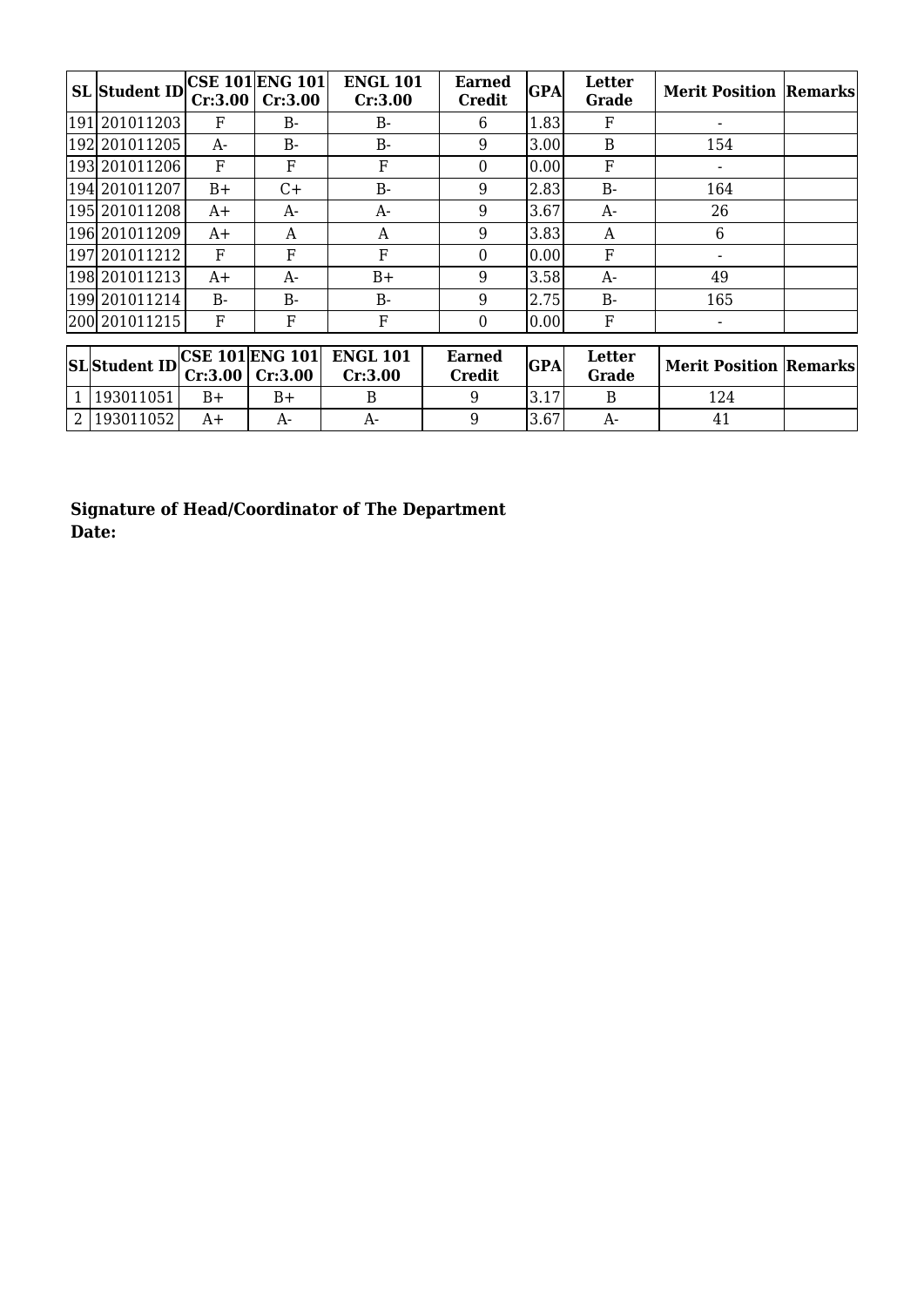| SL | Student ID | CSE 101 Cr:3.00 | ENG 101 Cr:3.00 | ENGL 101 Cr:3.00 | Earned Credit | GPA | Letter Grade | Merit Position | Remarks |
|---|---|---|---|---|---|---|---|---|---|
| 191 | 201011203 | F | B- | B- | 6 | 1.83 | F | - | |
| 192 | 201011205 | A- | B- | B- | 9 | 3.00 | B | 154 | |
| 193 | 201011206 | F | F | F | 0 | 0.00 | F | - | |
| 194 | 201011207 | B+ | C+ | B- | 9 | 2.83 | B- | 164 | |
| 195 | 201011208 | A+ | A- | A- | 9 | 3.67 | A- | 26 | |
| 196 | 201011209 | A+ | A | A | 9 | 3.83 | A | 6 | |
| 197 | 201011212 | F | F | F | 0 | 0.00 | F | - | |
| 198 | 201011213 | A+ | A- | B+ | 9 | 3.58 | A- | 49 | |
| 199 | 201011214 | B- | B- | B- | 9 | 2.75 | B- | 165 | |
| 200 | 201011215 | F | F | F | 0 | 0.00 | F | - | |

| SL | Student ID | CSE 101 Cr:3.00 | ENG 101 Cr:3.00 | ENGL 101 Cr:3.00 | Earned Credit | GPA | Letter Grade | Merit Position | Remarks |
|---|---|---|---|---|---|---|---|---|---|
| 1 | 193011051 | B+ | B+ | B | 9 | 3.17 | B | 124 | |
| 2 | 193011052 | A+ | A- | A- | 9 | 3.67 | A- | 41 | |

**Signature of Head/Coordinator of The Department**
**Date:**